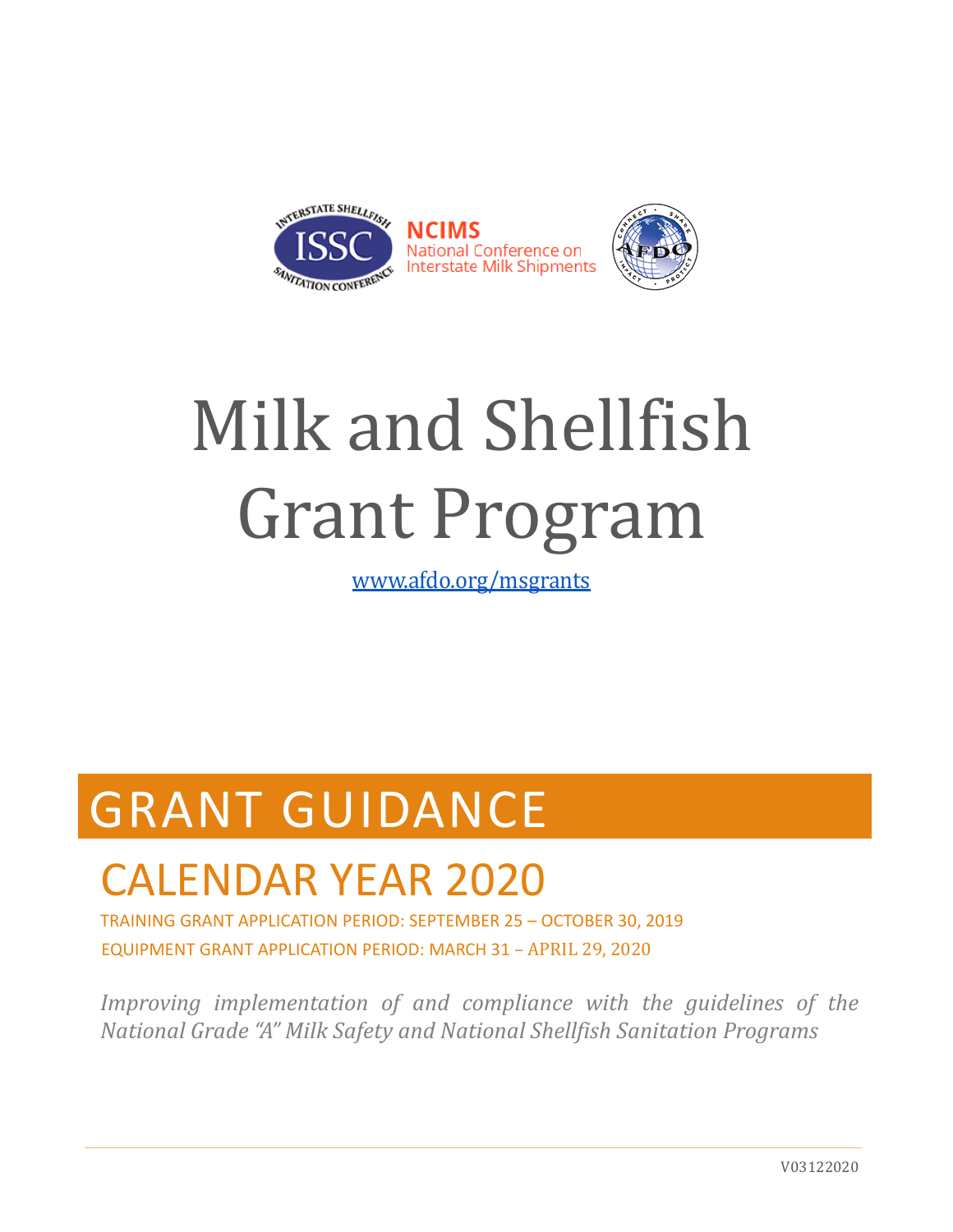ISSC NCIMS National Conference on Interstate Milk Shipments AFDO

# Milk and Shellfish Grant Program

www.afdo.org/msgrants

## GRANT GUIDANCE

## CALENDAR YEAR 2020

TRAINING GRANT APPLICATION PERIOD: SEPTEMBER 25 – OCTOBER 30, 2019

EQUIPMENT GRANT APPLICATION PERIOD: MARCH 31 – APRIL 29, 2020

*Improving implementation of and compliance with the guidelines of the National Grade "A" Milk Safety and National Shellfish Sanitation Programs*

V03122020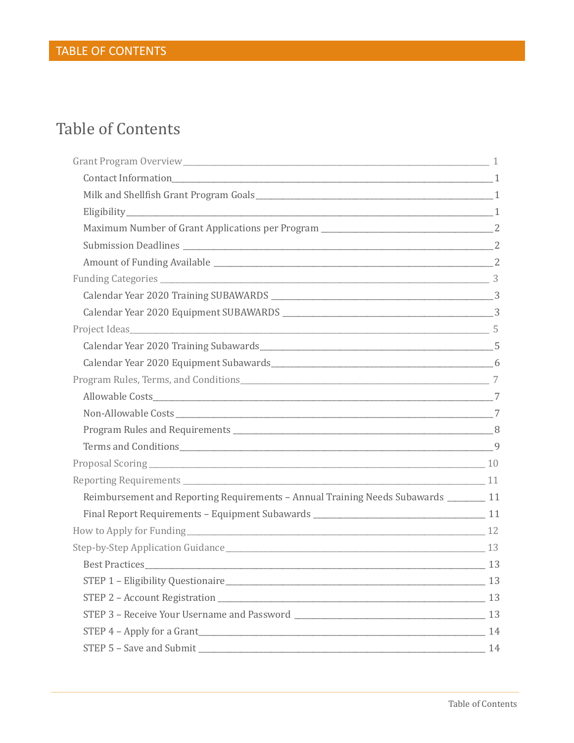# Table of Contents

- Grant Program Overview ____ 1
  - Contact Information ____ 1
  - Milk and Shellfish Grant Program Goals ____ 1
  - Eligibility ____ 1
  - Maximum Number of Grant Applications per Program ____ 2
  - Submission Deadlines ____ 2
  - Amount of Funding Available ____ 2
- Funding Categories ____ 3
  - Calendar Year 2020 Training SUBAWARDS ____ 3
  - Calendar Year 2020 Equipment SUBAWARDS ____ 3
- Project Ideas ____ 5
  - Calendar Year 2020 Training Subawards ____ 5
  - Calendar Year 2020 Equipment Subawards ____ 6
- Program Rules, Terms, and Conditions ____ 7
  - Allowable Costs ____ 7
  - Non-Allowable Costs ____ 7
  - Program Rules and Requirements ____ 8
  - Terms and Conditions ____ 9
- Proposal Scoring ____ 10
- Reporting Requirements ____ 11
  - Reimbursement and Reporting Requirements – Annual Training Needs Subawards ____ 11
  - Final Report Requirements – Equipment Subawards ____ 11
- How to Apply for Funding ____ 12
- Step-by-Step Application Guidance ____ 13
  - Best Practices ____ 13
  - STEP 1 – Eligibility Questionaire ____ 13
  - STEP 2 – Account Registration ____ 13
  - STEP 3 – Receive Your Username and Password ____ 13
  - STEP 4 – Apply for a Grant ____ 14
  - STEP 5 – Save and Submit ____ 14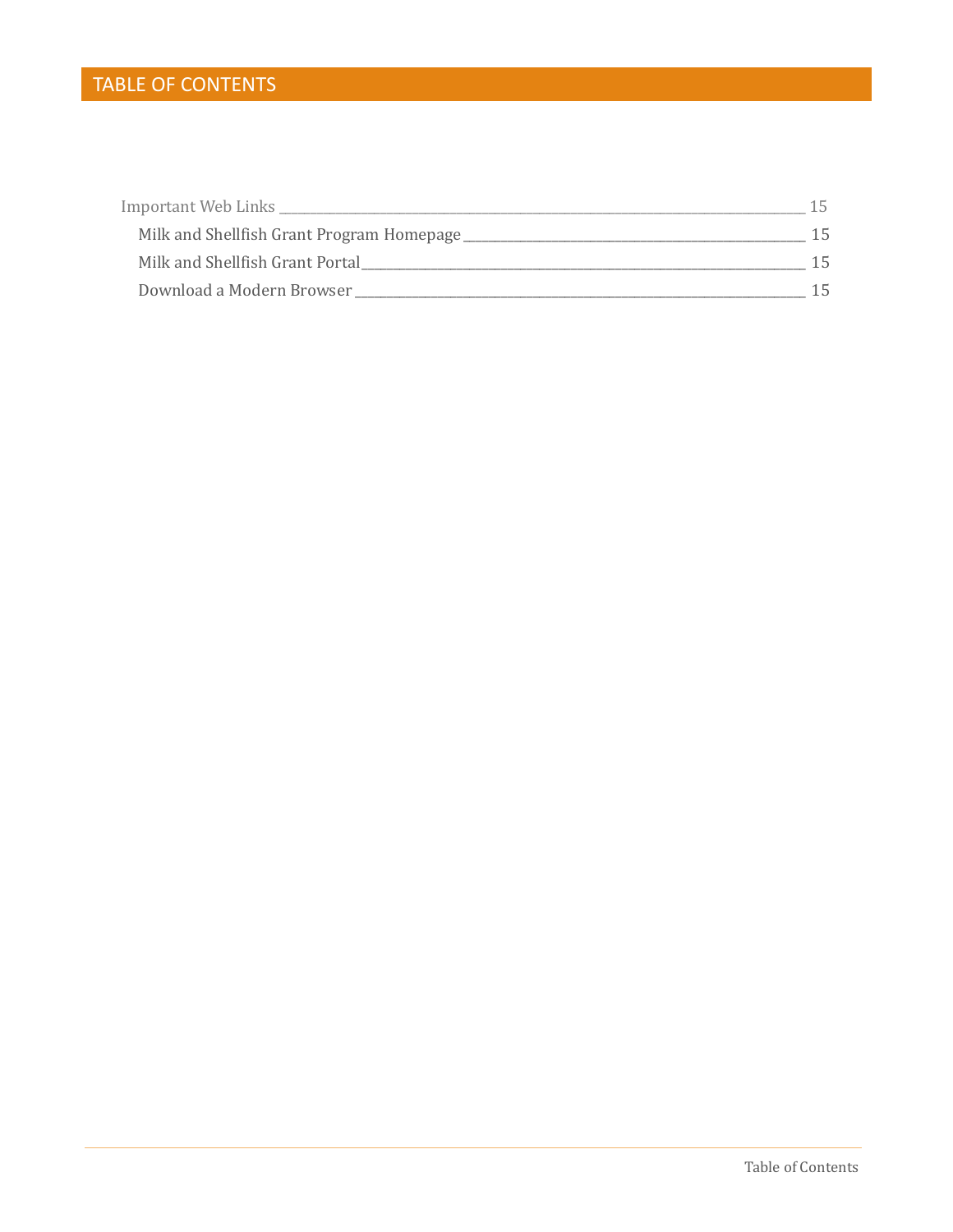# TABLE OF CONTENTS

Important Web Links ____________________________________________ 15

- Milk and Shellfish Grant Program Homepage ____________________________ 15
- Milk and Shellfish Grant Portal ______________________________________ 15
- Download a Modern Browser _________________________________________ 15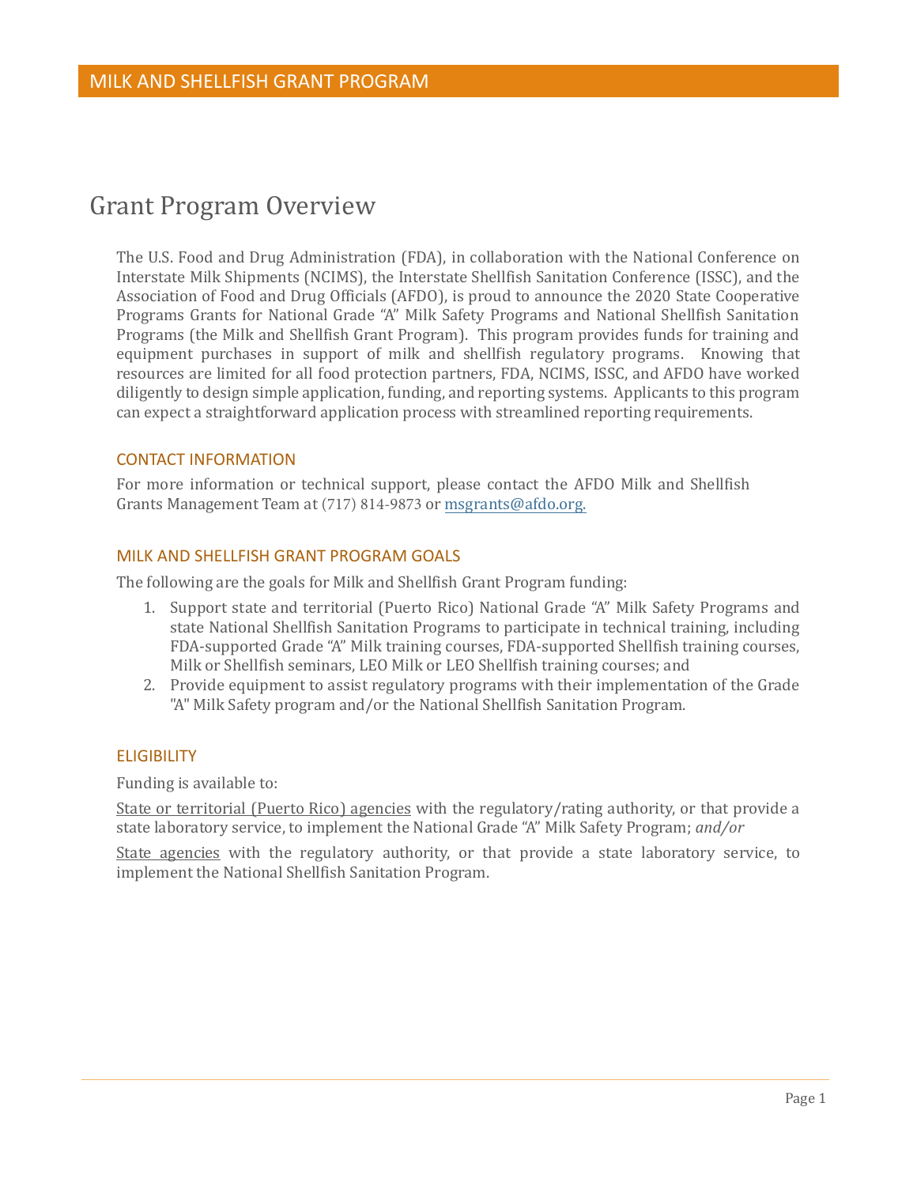# Grant Program Overview

The U.S. Food and Drug Administration (FDA), in collaboration with the National Conference on Interstate Milk Shipments (NCIMS), the Interstate Shellfish Sanitation Conference (ISSC), and the Association of Food and Drug Officials (AFDO), is proud to announce the 2020 State Cooperative Programs Grants for National Grade "A" Milk Safety Programs and National Shellfish Sanitation Programs (the Milk and Shellfish Grant Program). This program provides funds for training and equipment purchases in support of milk and shellfish regulatory programs. Knowing that resources are limited for all food protection partners, FDA, NCIMS, ISSC, and AFDO have worked diligently to design simple application, funding, and reporting systems. Applicants to this program can expect a straightforward application process with streamlined reporting requirements.

## CONTACT INFORMATION

For more information or technical support, please contact the AFDO Milk and Shellfish Grants Management Team at (717) 814-9873 or msgrants@afdo.org.

## MILK AND SHELLFISH GRANT PROGRAM GOALS

The following are the goals for Milk and Shellfish Grant Program funding:

1. Support state and territorial (Puerto Rico) National Grade "A" Milk Safety Programs and state National Shellfish Sanitation Programs to participate in technical training, including FDA-supported Grade "A" Milk training courses, FDA-supported Shellfish training courses, Milk or Shellfish seminars, LEO Milk or LEO Shellfish training courses; and
2. Provide equipment to assist regulatory programs with their implementation of the Grade "A" Milk Safety program and/or the National Shellfish Sanitation Program.

## ELIGIBILITY

Funding is available to:

State or territorial (Puerto Rico) agencies with the regulatory/rating authority, or that provide a state laboratory service, to implement the National Grade "A" Milk Safety Program; *and/or*

State agencies with the regulatory authority, or that provide a state laboratory service, to implement the National Shellfish Sanitation Program.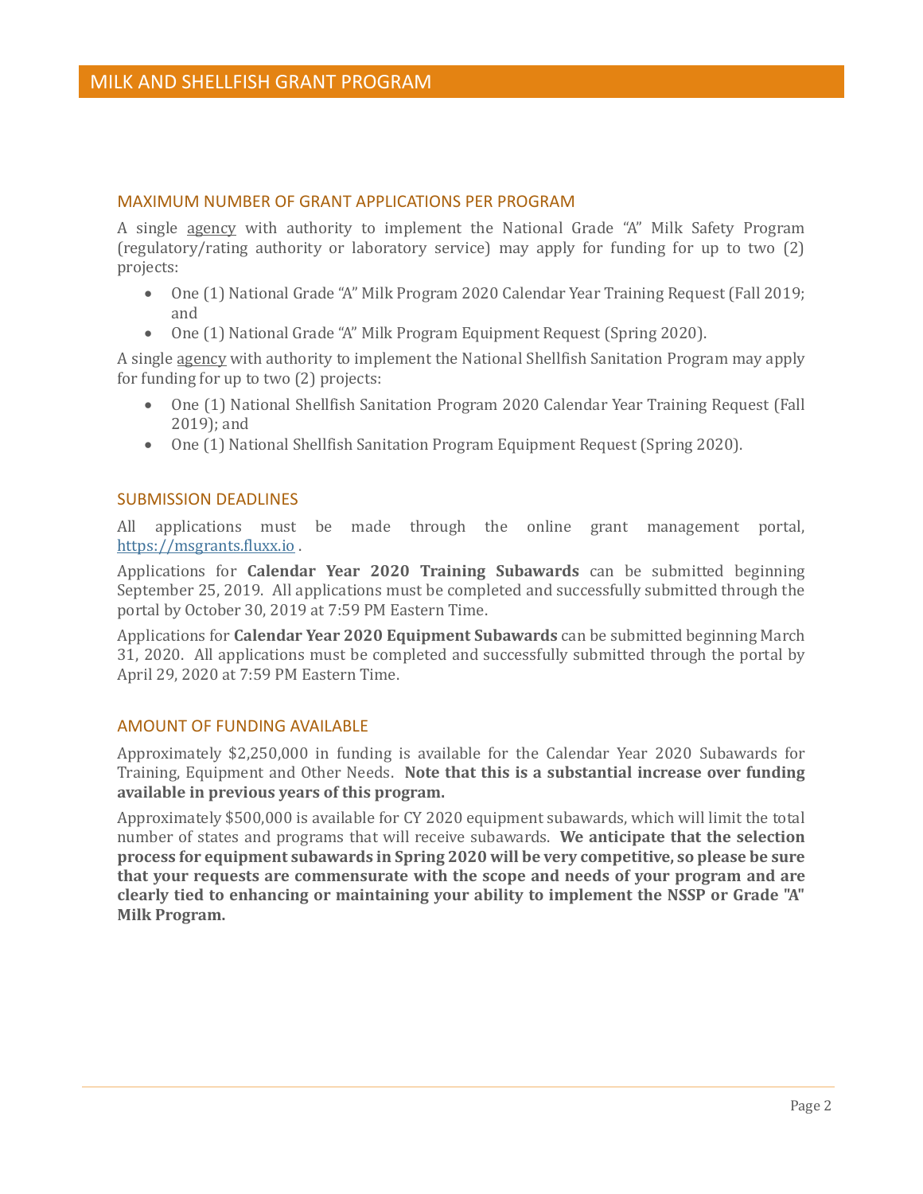## MAXIMUM NUMBER OF GRANT APPLICATIONS PER PROGRAM

A single agency with authority to implement the National Grade "A" Milk Safety Program (regulatory/rating authority or laboratory service) may apply for funding for up to two (2) projects:

- One (1) National Grade "A" Milk Program 2020 Calendar Year Training Request (Fall 2019; and
- One (1) National Grade "A" Milk Program Equipment Request (Spring 2020).

A single agency with authority to implement the National Shellfish Sanitation Program may apply for funding for up to two (2) projects:

- One (1) National Shellfish Sanitation Program 2020 Calendar Year Training Request (Fall 2019); and
- One (1) National Shellfish Sanitation Program Equipment Request (Spring 2020).

## SUBMISSION DEADLINES

All applications must be made through the online grant management portal, https://msgrants.fluxx.io .

Applications for **Calendar Year 2020 Training Subawards** can be submitted beginning September 25, 2019. All applications must be completed and successfully submitted through the portal by October 30, 2019 at 7:59 PM Eastern Time.

Applications for **Calendar Year 2020 Equipment Subawards** can be submitted beginning March 31, 2020. All applications must be completed and successfully submitted through the portal by April 29, 2020 at 7:59 PM Eastern Time.

## AMOUNT OF FUNDING AVAILABLE

Approximately $2,250,000 in funding is available for the Calendar Year 2020 Subawards for Training, Equipment and Other Needs. **Note that this is a substantial increase over funding available in previous years of this program.**

Approximately $500,000 is available for CY 2020 equipment subawards, which will limit the total number of states and programs that will receive subawards. **We anticipate that the selection process for equipment subawards in Spring 2020 will be very competitive, so please be sure that your requests are commensurate with the scope and needs of your program and are clearly tied to enhancing or maintaining your ability to implement the NSSP or Grade "A" Milk Program.**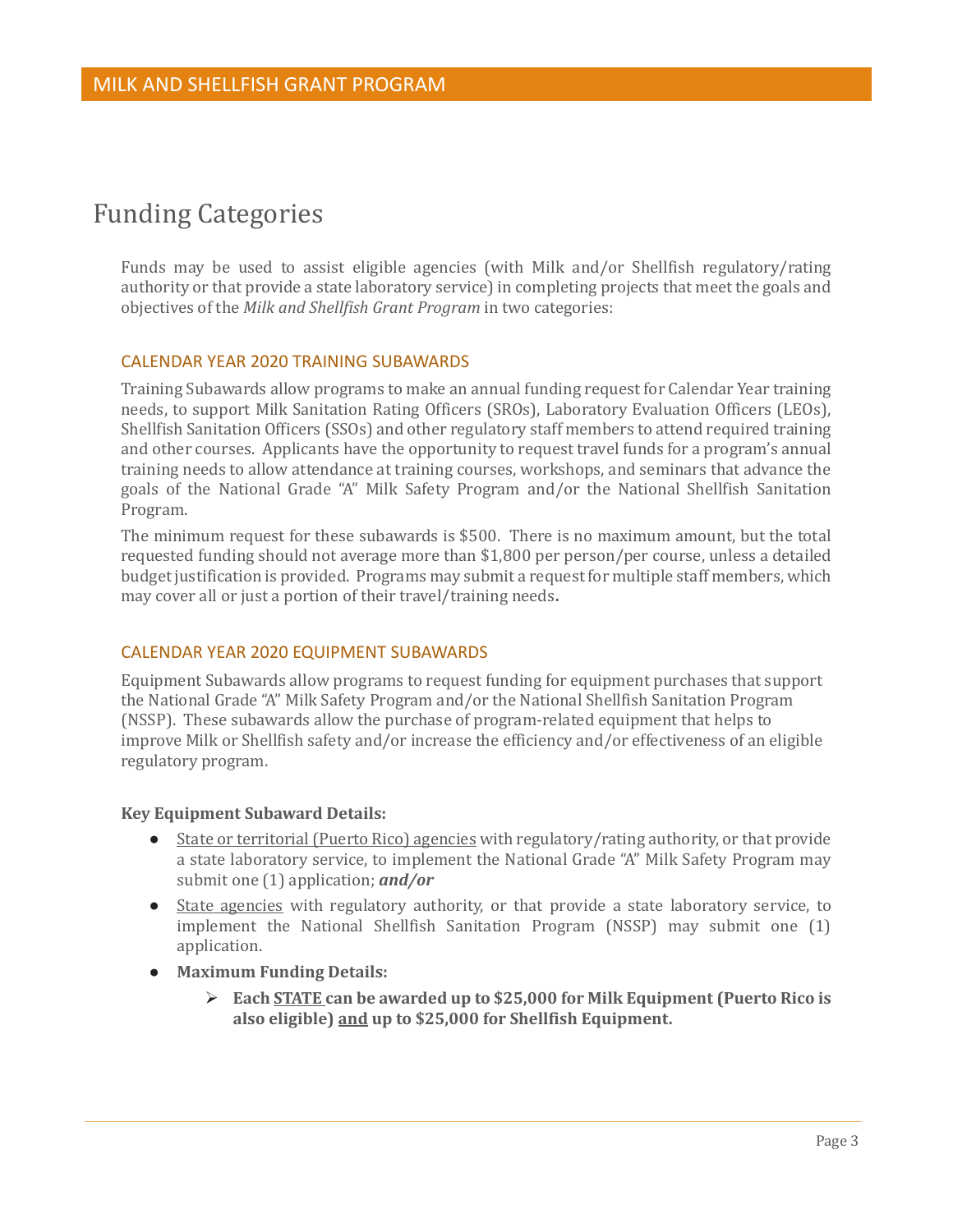# Funding Categories

Funds may be used to assist eligible agencies (with Milk and/or Shellfish regulatory/rating authority or that provide a state laboratory service) in completing projects that meet the goals and objectives of the *Milk and Shellfish Grant Program* in two categories:

## CALENDAR YEAR 2020 TRAINING SUBAWARDS

Training Subawards allow programs to make an annual funding request for Calendar Year training needs, to support Milk Sanitation Rating Officers (SROs), Laboratory Evaluation Officers (LEOs), Shellfish Sanitation Officers (SSOs) and other regulatory staff members to attend required training and other courses. Applicants have the opportunity to request travel funds for a program's annual training needs to allow attendance at training courses, workshops, and seminars that advance the goals of the National Grade "A" Milk Safety Program and/or the National Shellfish Sanitation Program.

The minimum request for these subawards is $500. There is no maximum amount, but the total requested funding should not average more than $1,800 per person/per course, unless a detailed budget justification is provided. Programs may submit a request for multiple staff members, which may cover all or just a portion of their travel/training needs**.**

## CALENDAR YEAR 2020 EQUIPMENT SUBAWARDS

Equipment Subawards allow programs to request funding for equipment purchases that support the National Grade "A" Milk Safety Program and/or the National Shellfish Sanitation Program (NSSP). These subawards allow the purchase of program-related equipment that helps to improve Milk or Shellfish safety and/or increase the efficiency and/or effectiveness of an eligible regulatory program.

**Key Equipment Subaward Details:**

- <u>State or territorial (Puerto Rico) agencies</u> with regulatory/rating authority, or that provide a state laboratory service, to implement the National Grade "A" Milk Safety Program may submit one (1) application; ***and/or***
- <u>State agencies</u> with regulatory authority, or that provide a state laboratory service, to implement the National Shellfish Sanitation Program (NSSP) may submit one (1) application.
- **Maximum Funding Details:**
    - **Each <u>STATE</u> can be awarded up to $25,000 for Milk Equipment (Puerto Rico is also eligible) <u>and</u> up to $25,000 for Shellfish Equipment.**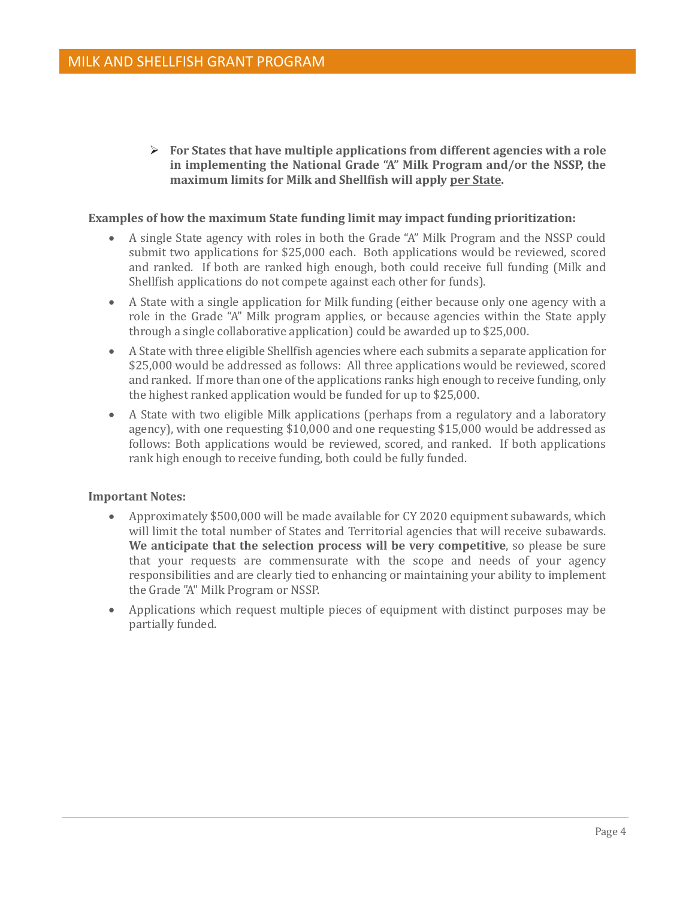- **For States that have multiple applications from different agencies with a role in implementing the National Grade "A" Milk Program and/or the NSSP, the maximum limits for Milk and Shellfish will apply per State.**

**Examples of how the maximum State funding limit may impact funding prioritization:**

- A single State agency with roles in both the Grade "A" Milk Program and the NSSP could submit two applications for $25,000 each. Both applications would be reviewed, scored and ranked. If both are ranked high enough, both could receive full funding (Milk and Shellfish applications do not compete against each other for funds).
- A State with a single application for Milk funding (either because only one agency with a role in the Grade "A" Milk program applies, or because agencies within the State apply through a single collaborative application) could be awarded up to $25,000.
- A State with three eligible Shellfish agencies where each submits a separate application for $25,000 would be addressed as follows: All three applications would be reviewed, scored and ranked. If more than one of the applications ranks high enough to receive funding, only the highest ranked application would be funded for up to $25,000.
- A State with two eligible Milk applications (perhaps from a regulatory and a laboratory agency), with one requesting $10,000 and one requesting $15,000 would be addressed as follows: Both applications would be reviewed, scored, and ranked. If both applications rank high enough to receive funding, both could be fully funded.

**Important Notes:**

- Approximately $500,000 will be made available for CY 2020 equipment subawards, which will limit the total number of States and Territorial agencies that will receive subawards. **We anticipate that the selection process will be very competitive**, so please be sure that your requests are commensurate with the scope and needs of your agency responsibilities and are clearly tied to enhancing or maintaining your ability to implement the Grade "A" Milk Program or NSSP.
- Applications which request multiple pieces of equipment with distinct purposes may be partially funded.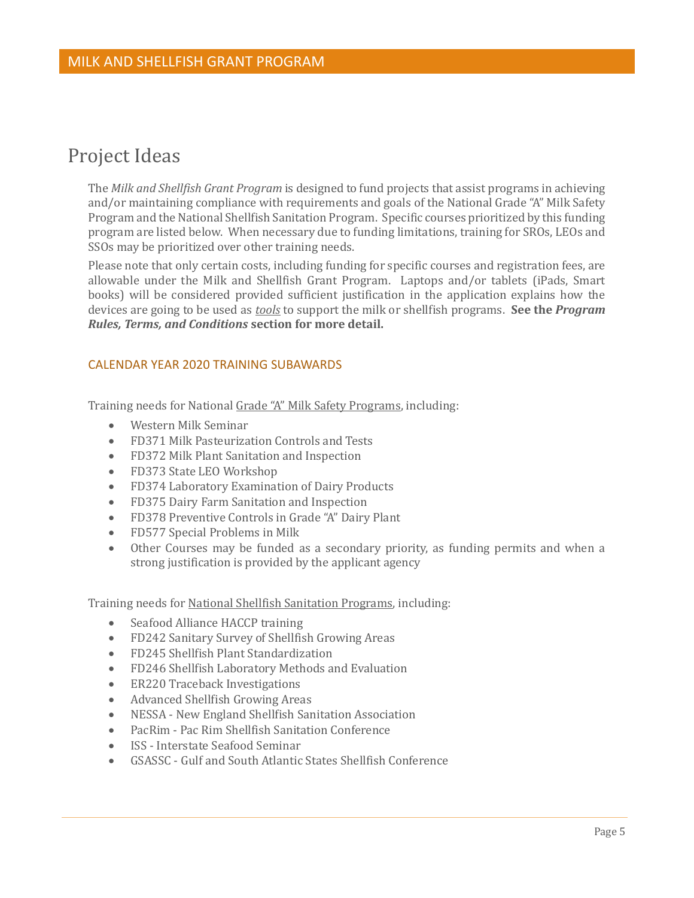# Project Ideas

The *Milk and Shellfish Grant Program* is designed to fund projects that assist programs in achieving and/or maintaining compliance with requirements and goals of the National Grade "A" Milk Safety Program and the National Shellfish Sanitation Program. Specific courses prioritized by this funding program are listed below. When necessary due to funding limitations, training for SROs, LEOs and SSOs may be prioritized over other training needs.

Please note that only certain costs, including funding for specific courses and registration fees, are allowable under the Milk and Shellfish Grant Program. Laptops and/or tablets (iPads, Smart books) will be considered provided sufficient justification in the application explains how the devices are going to be used as *tools* to support the milk or shellfish programs. **See the *Program Rules, Terms, and Conditions* section for more detail.**

## CALENDAR YEAR 2020 TRAINING SUBAWARDS

Training needs for National Grade "A" Milk Safety Programs, including:

- Western Milk Seminar
- FD371 Milk Pasteurization Controls and Tests
- FD372 Milk Plant Sanitation and Inspection
- FD373 State LEO Workshop
- FD374 Laboratory Examination of Dairy Products
- FD375 Dairy Farm Sanitation and Inspection
- FD378 Preventive Controls in Grade "A" Dairy Plant
- FD577 Special Problems in Milk
- Other Courses may be funded as a secondary priority, as funding permits and when a strong justification is provided by the applicant agency

Training needs for National Shellfish Sanitation Programs, including:

- Seafood Alliance HACCP training
- FD242 Sanitary Survey of Shellfish Growing Areas
- FD245 Shellfish Plant Standardization
- FD246 Shellfish Laboratory Methods and Evaluation
- ER220 Traceback Investigations
- Advanced Shellfish Growing Areas
- NESSA - New England Shellfish Sanitation Association
- PacRim - Pac Rim Shellfish Sanitation Conference
- ISS - Interstate Seafood Seminar
- GSASSC - Gulf and South Atlantic States Shellfish Conference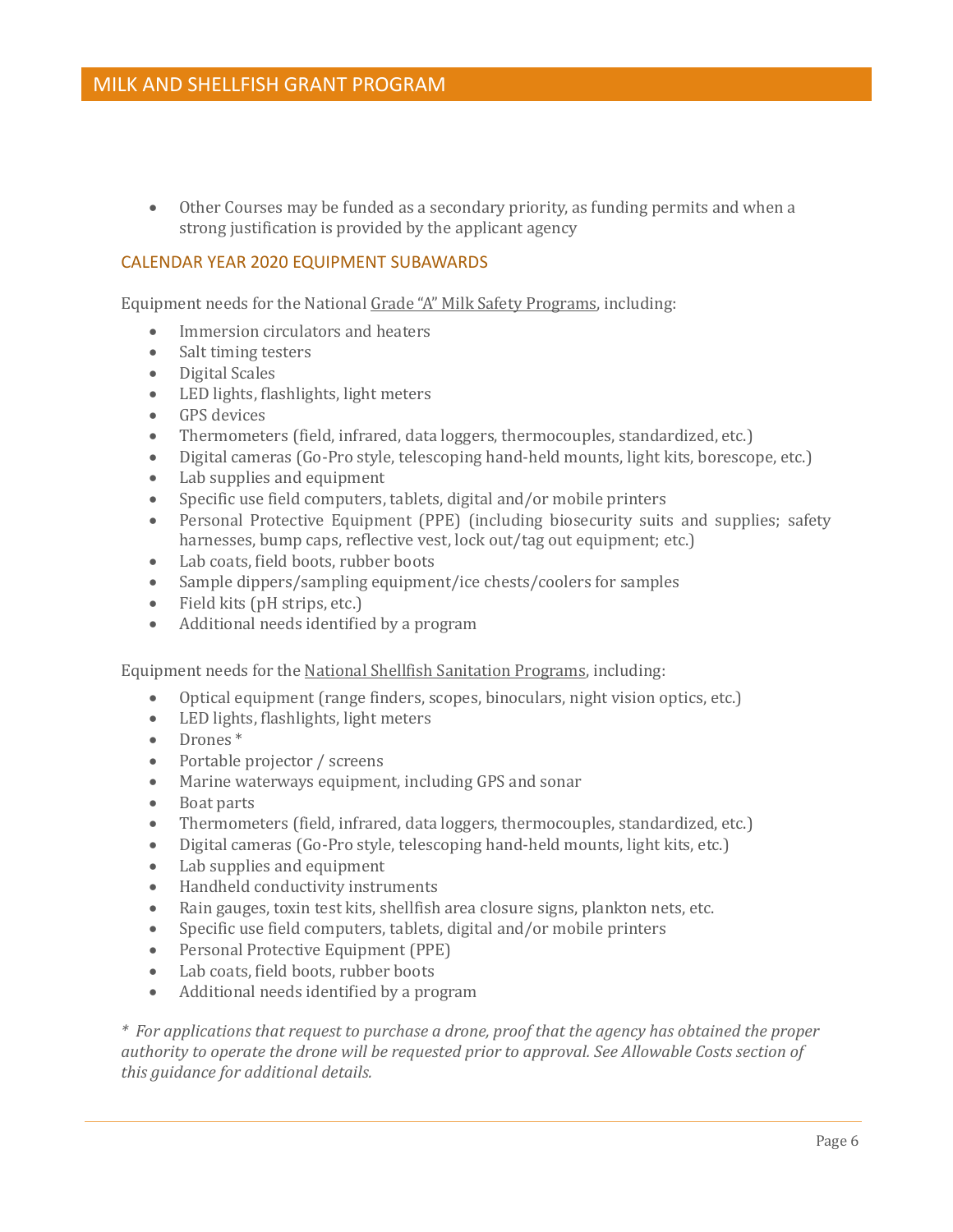- Other Courses may be funded as a secondary priority, as funding permits and when a strong justification is provided by the applicant agency

## CALENDAR YEAR 2020 EQUIPMENT SUBAWARDS

Equipment needs for the National Grade "A" Milk Safety Programs, including:

- Immersion circulators and heaters
- Salt timing testers
- Digital Scales
- LED lights, flashlights, light meters
- GPS devices
- Thermometers (field, infrared, data loggers, thermocouples, standardized, etc.)
- Digital cameras (Go-Pro style, telescoping hand-held mounts, light kits, borescope, etc.)
- Lab supplies and equipment
- Specific use field computers, tablets, digital and/or mobile printers
- Personal Protective Equipment (PPE) (including biosecurity suits and supplies; safety harnesses, bump caps, reflective vest, lock out/tag out equipment; etc.)
- Lab coats, field boots, rubber boots
- Sample dippers/sampling equipment/ice chests/coolers for samples
- Field kits (pH strips, etc.)
- Additional needs identified by a program

Equipment needs for the National Shellfish Sanitation Programs, including:

- Optical equipment (range finders, scopes, binoculars, night vision optics, etc.)
- LED lights, flashlights, light meters
- Drones *
- Portable projector / screens
- Marine waterways equipment, including GPS and sonar
- Boat parts
- Thermometers (field, infrared, data loggers, thermocouples, standardized, etc.)
- Digital cameras (Go-Pro style, telescoping hand-held mounts, light kits, etc.)
- Lab supplies and equipment
- Handheld conductivity instruments
- Rain gauges, toxin test kits, shellfish area closure signs, plankton nets, etc.
- Specific use field computers, tablets, digital and/or mobile printers
- Personal Protective Equipment (PPE)
- Lab coats, field boots, rubber boots
- Additional needs identified by a program

*\* For applications that request to purchase a drone, proof that the agency has obtained the proper authority to operate the drone will be requested prior to approval. See Allowable Costs section of this guidance for additional details.*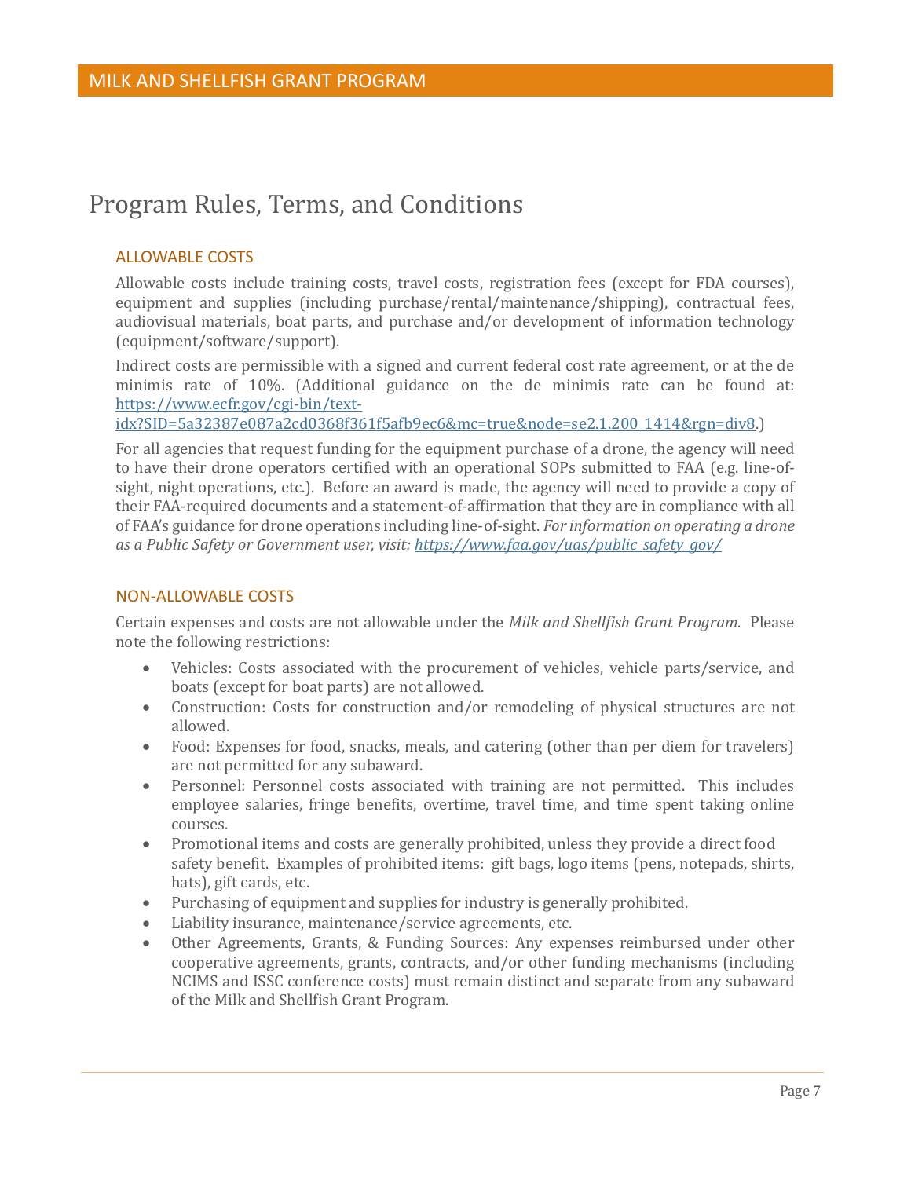# Program Rules, Terms, and Conditions

## ALLOWABLE COSTS

Allowable costs include training costs, travel costs, registration fees (except for FDA courses), equipment and supplies (including purchase/rental/maintenance/shipping), contractual fees, audiovisual materials, boat parts, and purchase and/or development of information technology (equipment/software/support).

Indirect costs are permissible with a signed and current federal cost rate agreement, or at the de minimis rate of 10%. (Additional guidance on the de minimis rate can be found at: [https://www.ecfr.gov/cgi-bin/text-idx?SID=5a32387e087a2cd0368f361f5afb9ec6&mc=true&node=se2.1.200_1414&rgn=div8](https://www.ecfr.gov/cgi-bin/text-idx?SID=5a32387e087a2cd0368f361f5afb9ec6&mc=true&node=se2.1.200_1414&rgn=div8).)

For all agencies that request funding for the equipment purchase of a drone, the agency will need to have their drone operators certified with an operational SOPs submitted to FAA (e.g. line-of-sight, night operations, etc.). Before an award is made, the agency will need to provide a copy of their FAA-required documents and a statement-of-affirmation that they are in compliance with all of FAA's guidance for drone operations including line-of-sight. *For information on operating a drone as a Public Safety or Government user, visit: [https://www.faa.gov/uas/public_safety_gov/](https://www.faa.gov/uas/public_safety_gov/)*

## NON-ALLOWABLE COSTS

Certain expenses and costs are not allowable under the *Milk and Shellfish Grant Program*. Please note the following restrictions:

- Vehicles: Costs associated with the procurement of vehicles, vehicle parts/service, and boats (except for boat parts) are not allowed.
- Construction: Costs for construction and/or remodeling of physical structures are not allowed.
- Food: Expenses for food, snacks, meals, and catering (other than per diem for travelers) are not permitted for any subaward.
- Personnel: Personnel costs associated with training are not permitted. This includes employee salaries, fringe benefits, overtime, travel time, and time spent taking online courses.
- Promotional items and costs are generally prohibited, unless they provide a direct food safety benefit. Examples of prohibited items: gift bags, logo items (pens, notepads, shirts, hats), gift cards, etc.
- Purchasing of equipment and supplies for industry is generally prohibited.
- Liability insurance, maintenance/service agreements, etc.
- Other Agreements, Grants, & Funding Sources: Any expenses reimbursed under other cooperative agreements, grants, contracts, and/or other funding mechanisms (including NCIMS and ISSC conference costs) must remain distinct and separate from any subaward of the Milk and Shellfish Grant Program.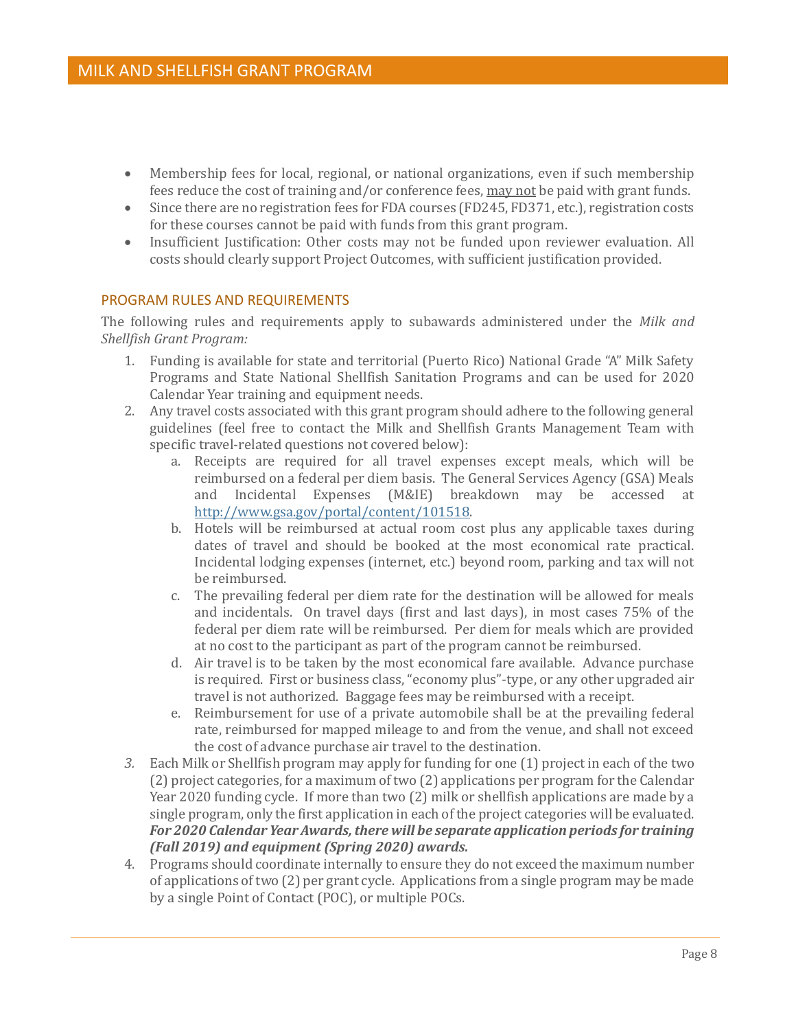- Membership fees for local, regional, or national organizations, even if such membership fees reduce the cost of training and/or conference fees, <u>may not</u> be paid with grant funds.
- Since there are no registration fees for FDA courses (FD245, FD371, etc.), registration costs for these courses cannot be paid with funds from this grant program.
- Insufficient Justification: Other costs may not be funded upon reviewer evaluation. All costs should clearly support Project Outcomes, with sufficient justification provided.

## PROGRAM RULES AND REQUIREMENTS

The following rules and requirements apply to subawards administered under the *Milk and Shellfish Grant Program:*

1. Funding is available for state and territorial (Puerto Rico) National Grade "A" Milk Safety Programs and State National Shellfish Sanitation Programs and can be used for 2020 Calendar Year training and equipment needs.
2. Any travel costs associated with this grant program should adhere to the following general guidelines (feel free to contact the Milk and Shellfish Grants Management Team with specific travel-related questions not covered below):
   a. Receipts are required for all travel expenses except meals, which will be reimbursed on a federal per diem basis. The General Services Agency (GSA) Meals and Incidental Expenses (M&IE) breakdown may be accessed at http://www.gsa.gov/portal/content/101518.
   b. Hotels will be reimbursed at actual room cost plus any applicable taxes during dates of travel and should be booked at the most economical rate practical. Incidental lodging expenses (internet, etc.) beyond room, parking and tax will not be reimbursed.
   c. The prevailing federal per diem rate for the destination will be allowed for meals and incidentals. On travel days (first and last days), in most cases 75% of the federal per diem rate will be reimbursed. Per diem for meals which are provided at no cost to the participant as part of the program cannot be reimbursed.
   d. Air travel is to be taken by the most economical fare available. Advance purchase is required. First or business class, "economy plus"-type, or any other upgraded air travel is not authorized. Baggage fees may be reimbursed with a receipt.
   e. Reimbursement for use of a private automobile shall be at the prevailing federal rate, reimbursed for mapped mileage to and from the venue, and shall not exceed the cost of advance purchase air travel to the destination.
3. Each Milk or Shellfish program may apply for funding for one (1) project in each of the two (2) project categories, for a maximum of two (2) applications per program for the Calendar Year 2020 funding cycle. If more than two (2) milk or shellfish applications are made by a single program, only the first application in each of the project categories will be evaluated. ***For 2020 Calendar Year Awards, there will be separate application periods for training (Fall 2019) and equipment (Spring 2020) awards.***
4. Programs should coordinate internally to ensure they do not exceed the maximum number of applications of two (2) per grant cycle. Applications from a single program may be made by a single Point of Contact (POC), or multiple POCs.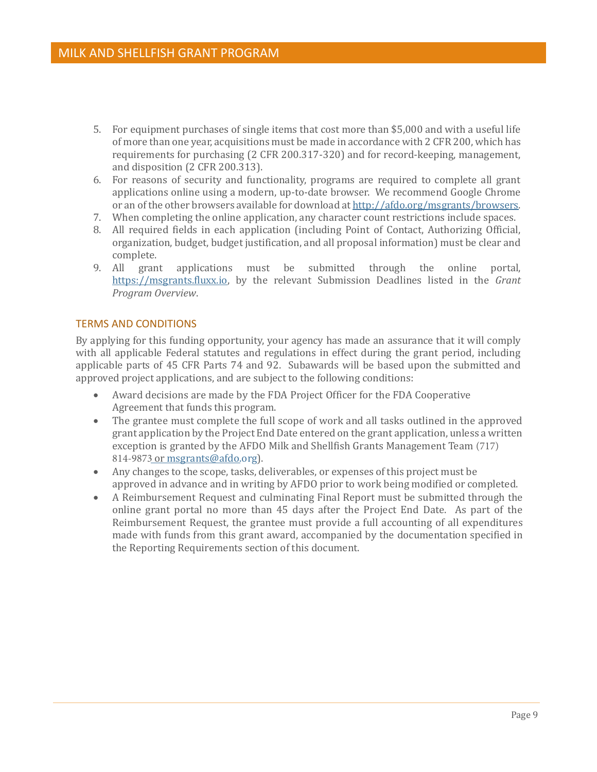5. For equipment purchases of single items that cost more than $5,000 and with a useful life of more than one year, acquisitions must be made in accordance with 2 CFR 200, which has requirements for purchasing (2 CFR 200.317-320) and for record-keeping, management, and disposition (2 CFR 200.313).
6. For reasons of security and functionality, programs are required to complete all grant applications online using a modern, up-to-date browser. We recommend Google Chrome or an of the other browsers available for download at http://afdo.org/msgrants/browsers.
7. When completing the online application, any character count restrictions include spaces.
8. All required fields in each application (including Point of Contact, Authorizing Official, organization, budget, budget justification, and all proposal information) must be clear and complete.
9. All grant applications must be submitted through the online portal, https://msgrants.fluxx.io, by the relevant Submission Deadlines listed in the *Grant Program Overview*.

## TERMS AND CONDITIONS

By applying for this funding opportunity, your agency has made an assurance that it will comply with all applicable Federal statutes and regulations in effect during the grant period, including applicable parts of 45 CFR Parts 74 and 92. Subawards will be based upon the submitted and approved project applications, and are subject to the following conditions:

- Award decisions are made by the FDA Project Officer for the FDA Cooperative Agreement that funds this program.
- The grantee must complete the full scope of work and all tasks outlined in the approved grant application by the Project End Date entered on the grant application, unless a written exception is granted by the AFDO Milk and Shellfish Grants Management Team (717) 814-9873 or msgrants@afdo.org).
- Any changes to the scope, tasks, deliverables, or expenses of this project must be approved in advance and in writing by AFDO prior to work being modified or completed.
- A Reimbursement Request and culminating Final Report must be submitted through the online grant portal no more than 45 days after the Project End Date. As part of the Reimbursement Request, the grantee must provide a full accounting of all expenditures made with funds from this grant award, accompanied by the documentation specified in the Reporting Requirements section of this document.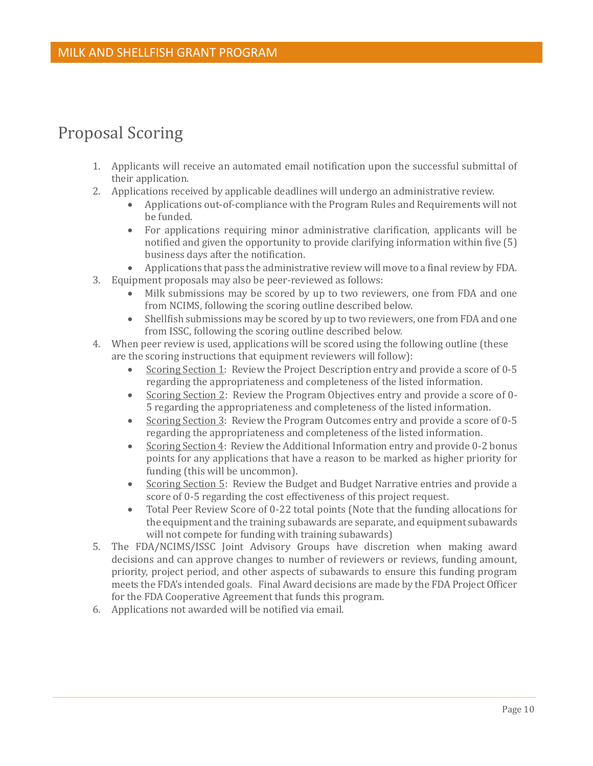# Proposal Scoring

1. Applicants will receive an automated email notification upon the successful submittal of their application.
2. Applications received by applicable deadlines will undergo an administrative review.
    - Applications out-of-compliance with the Program Rules and Requirements will not be funded.
    - For applications requiring minor administrative clarification, applicants will be notified and given the opportunity to provide clarifying information within five (5) business days after the notification.
    - Applications that pass the administrative review will move to a final review by FDA.
3. Equipment proposals may also be peer-reviewed as follows:
    - Milk submissions may be scored by up to two reviewers, one from FDA and one from NCIMS, following the scoring outline described below.
    - Shellfish submissions may be scored by up to two reviewers, one from FDA and one from ISSC, following the scoring outline described below.
4. When peer review is used, applications will be scored using the following outline (these are the scoring instructions that equipment reviewers will follow):
    - Scoring Section 1: Review the Project Description entry and provide a score of 0-5 regarding the appropriateness and completeness of the listed information.
    - Scoring Section 2: Review the Program Objectives entry and provide a score of 0-5 regarding the appropriateness and completeness of the listed information.
    - Scoring Section 3: Review the Program Outcomes entry and provide a score of 0-5 regarding the appropriateness and completeness of the listed information.
    - Scoring Section 4: Review the Additional Information entry and provide 0-2 bonus points for any applications that have a reason to be marked as higher priority for funding (this will be uncommon).
    - Scoring Section 5: Review the Budget and Budget Narrative entries and provide a score of 0-5 regarding the cost effectiveness of this project request.
    - Total Peer Review Score of 0-22 total points (Note that the funding allocations for the equipment and the training subawards are separate, and equipment subawards will not compete for funding with training subawards)
5. The FDA/NCIMS/ISSC Joint Advisory Groups have discretion when making award decisions and can approve changes to number of reviewers or reviews, funding amount, priority, project period, and other aspects of subawards to ensure this funding program meets the FDA's intended goals. Final Award decisions are made by the FDA Project Officer for the FDA Cooperative Agreement that funds this program.
6. Applications not awarded will be notified via email.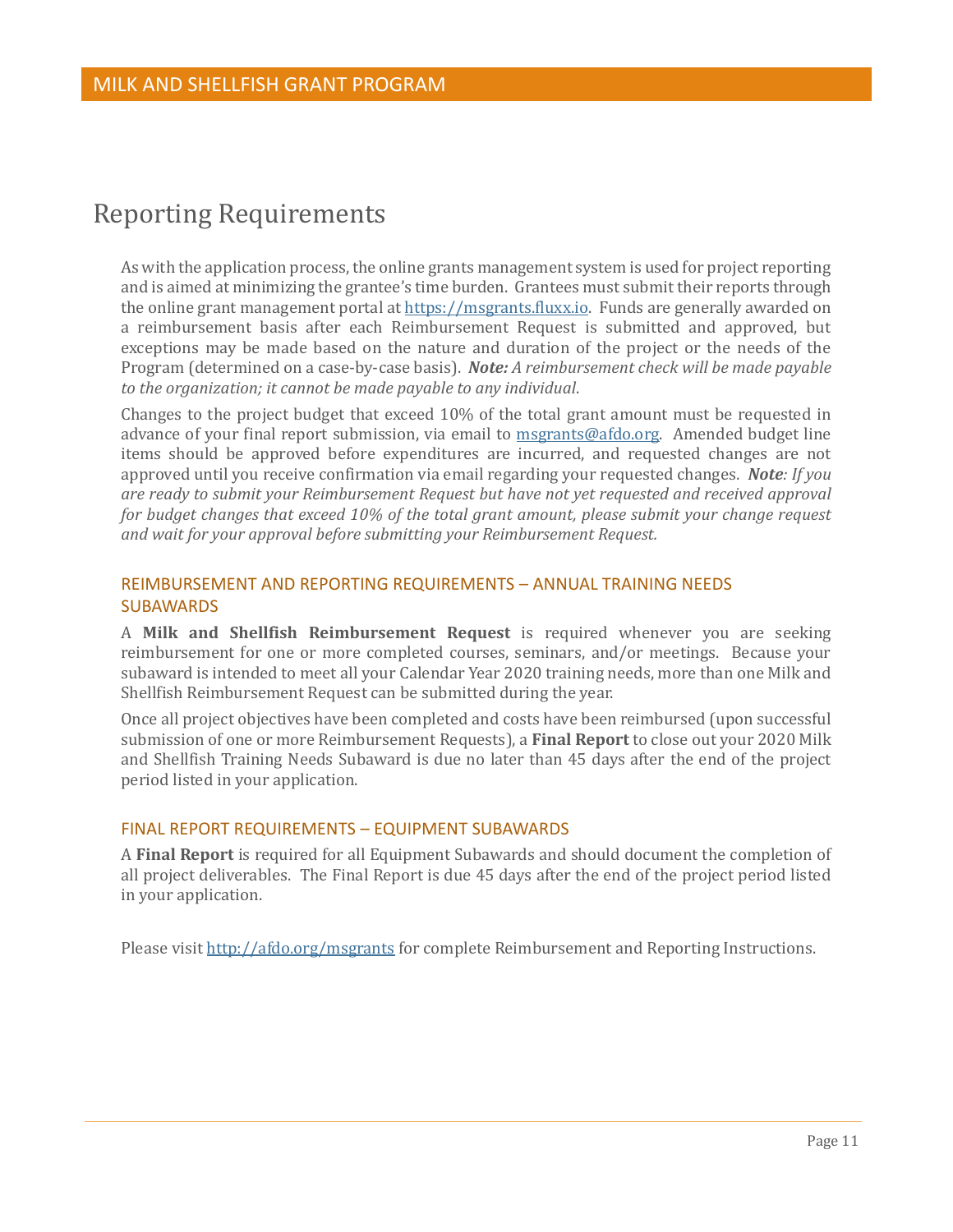# Reporting Requirements

As with the application process, the online grants management system is used for project reporting and is aimed at minimizing the grantee's time burden. Grantees must submit their reports through the online grant management portal at https://msgrants.fluxx.io. Funds are generally awarded on a reimbursement basis after each Reimbursement Request is submitted and approved, but exceptions may be made based on the nature and duration of the project or the needs of the Program (determined on a case-by-case basis). ***Note:*** *A reimbursement check will be made payable to the organization; it cannot be made payable to any individual*.

Changes to the project budget that exceed 10% of the total grant amount must be requested in advance of your final report submission, via email to msgrants@afdo.org. Amended budget line items should be approved before expenditures are incurred, and requested changes are not approved until you receive confirmation via email regarding your requested changes. ***Note****: If you are ready to submit your Reimbursement Request but have not yet requested and received approval for budget changes that exceed 10% of the total grant amount, please submit your change request and wait for your approval before submitting your Reimbursement Request.*

## REIMBURSEMENT AND REPORTING REQUIREMENTS – ANNUAL TRAINING NEEDS SUBAWARDS

A **Milk and Shellfish Reimbursement Request** is required whenever you are seeking reimbursement for one or more completed courses, seminars, and/or meetings. Because your subaward is intended to meet all your Calendar Year 2020 training needs, more than one Milk and Shellfish Reimbursement Request can be submitted during the year.

Once all project objectives have been completed and costs have been reimbursed (upon successful submission of one or more Reimbursement Requests), a **Final Report** to close out your 2020 Milk and Shellfish Training Needs Subaward is due no later than 45 days after the end of the project period listed in your application.

## FINAL REPORT REQUIREMENTS – EQUIPMENT SUBAWARDS

A **Final Report** is required for all Equipment Subawards and should document the completion of all project deliverables. The Final Report is due 45 days after the end of the project period listed in your application.

Please visit http://afdo.org/msgrants for complete Reimbursement and Reporting Instructions.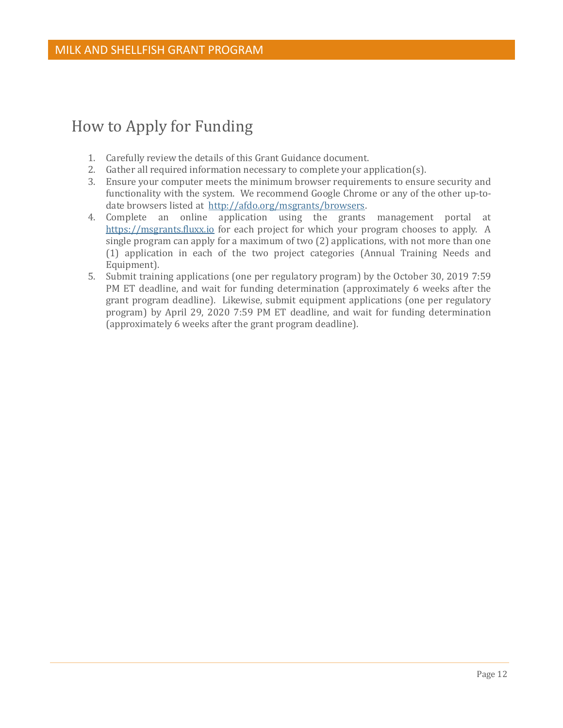# How to Apply for Funding

1. Carefully review the details of this Grant Guidance document.
2. Gather all required information necessary to complete your application(s).
3. Ensure your computer meets the minimum browser requirements to ensure security and functionality with the system. We recommend Google Chrome or any of the other up-to-date browsers listed at [http://afdo.org/msgrants/browsers](http://afdo.org/msgrants/browsers).
4. Complete an online application using the grants management portal at [https://msgrants.fluxx.io](https://msgrants.fluxx.io) for each project for which your program chooses to apply. A single program can apply for a maximum of two (2) applications, with not more than one (1) application in each of the two project categories (Annual Training Needs and Equipment).
5. Submit training applications (one per regulatory program) by the October 30, 2019 7:59 PM ET deadline, and wait for funding determination (approximately 6 weeks after the grant program deadline). Likewise, submit equipment applications (one per regulatory program) by April 29, 2020 7:59 PM ET deadline, and wait for funding determination (approximately 6 weeks after the grant program deadline).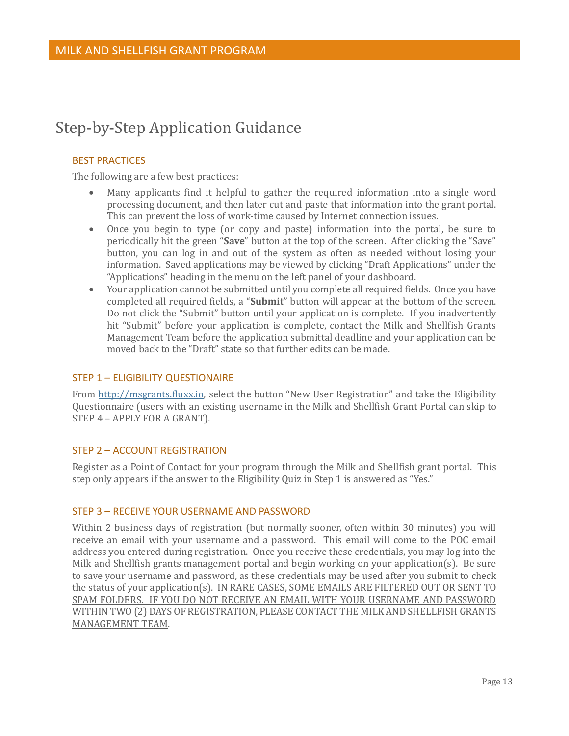# Step-by-Step Application Guidance

## BEST PRACTICES

The following are a few best practices:

- Many applicants find it helpful to gather the required information into a single word processing document, and then later cut and paste that information into the grant portal. This can prevent the loss of work-time caused by Internet connection issues.
- Once you begin to type (or copy and paste) information into the portal, be sure to periodically hit the green "**Save**" button at the top of the screen. After clicking the "Save" button, you can log in and out of the system as often as needed without losing your information. Saved applications may be viewed by clicking "Draft Applications" under the "Applications" heading in the menu on the left panel of your dashboard.
- Your application cannot be submitted until you complete all required fields. Once you have completed all required fields, a "**Submit**" button will appear at the bottom of the screen. Do not click the "Submit" button until your application is complete. If you inadvertently hit "Submit" before your application is complete, contact the Milk and Shellfish Grants Management Team before the application submittal deadline and your application can be moved back to the "Draft" state so that further edits can be made.

## STEP 1 – ELIGIBILITY QUESTIONAIRE

From [http://msgrants.fluxx.io](http://msgrants.fluxx.io), select the button "New User Registration" and take the Eligibility Questionnaire (users with an existing username in the Milk and Shellfish Grant Portal can skip to STEP 4 – APPLY FOR A GRANT).

## STEP 2 – ACCOUNT REGISTRATION

Register as a Point of Contact for your program through the Milk and Shellfish grant portal. This step only appears if the answer to the Eligibility Quiz in Step 1 is answered as "Yes."

## STEP 3 – RECEIVE YOUR USERNAME AND PASSWORD

Within 2 business days of registration (but normally sooner, often within 30 minutes) you will receive an email with your username and a password. This email will come to the POC email address you entered during registration. Once you receive these credentials, you may log into the Milk and Shellfish grants management portal and begin working on your application(s). Be sure to save your username and password, as these credentials may be used after you submit to check the status of your application(s). <u>IN RARE CASES, SOME EMAILS ARE FILTERED OUT OR SENT TO SPAM FOLDERS. IF YOU DO NOT RECEIVE AN EMAIL WITH YOUR USERNAME AND PASSWORD WITHIN TWO (2) DAYS OF REGISTRATION, PLEASE CONTACT THE MILK AND SHELLFISH GRANTS MANAGEMENT TEAM</u>.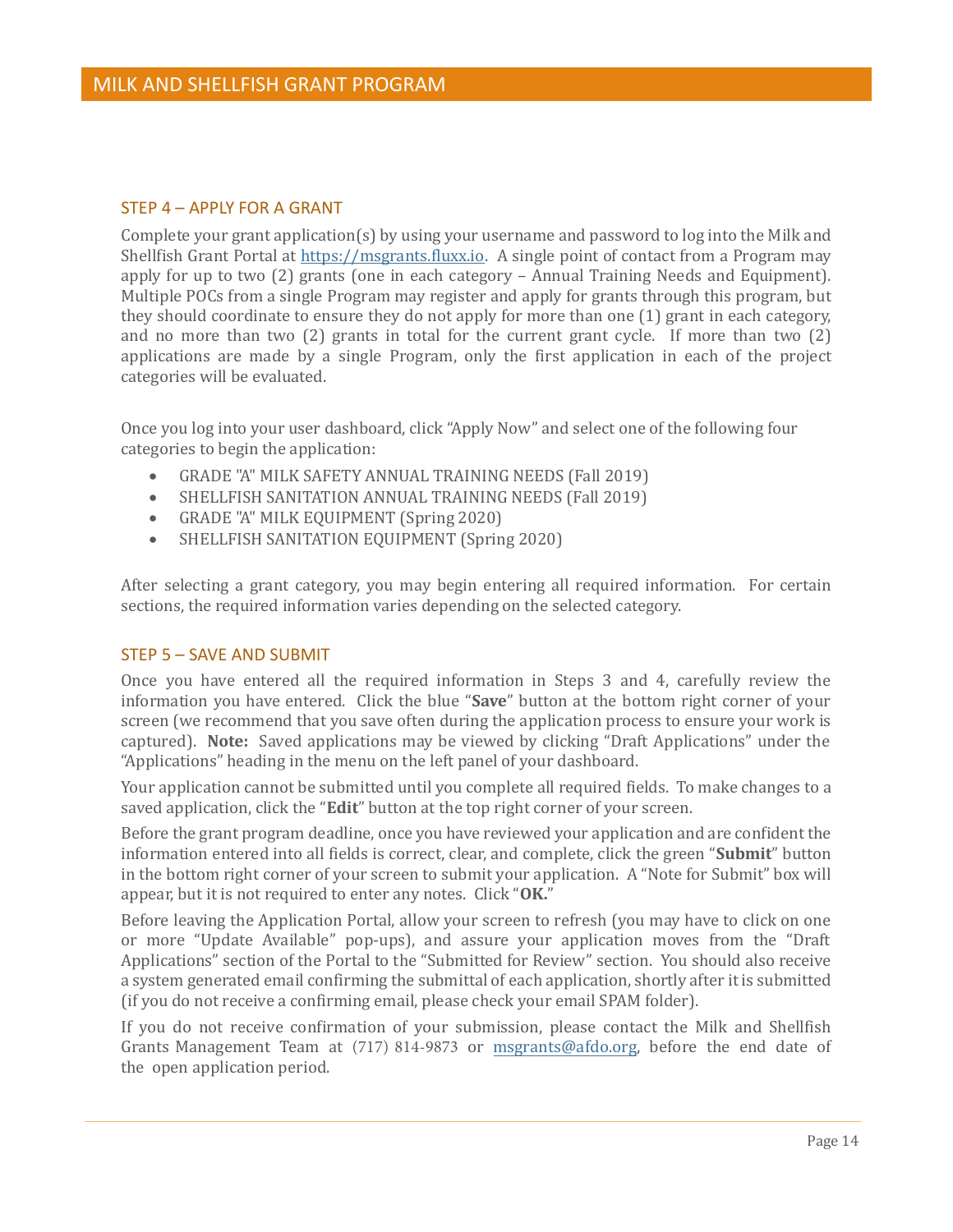## STEP 4 – APPLY FOR A GRANT

Complete your grant application(s) by using your username and password to log into the Milk and Shellfish Grant Portal at https://msgrants.fluxx.io. A single point of contact from a Program may apply for up to two (2) grants (one in each category – Annual Training Needs and Equipment). Multiple POCs from a single Program may register and apply for grants through this program, but they should coordinate to ensure they do not apply for more than one (1) grant in each category, and no more than two (2) grants in total for the current grant cycle. If more than two (2) applications are made by a single Program, only the first application in each of the project categories will be evaluated.

Once you log into your user dashboard, click "Apply Now" and select one of the following four categories to begin the application:

- GRADE "A" MILK SAFETY ANNUAL TRAINING NEEDS (Fall 2019)
- SHELLFISH SANITATION ANNUAL TRAINING NEEDS (Fall 2019)
- GRADE "A" MILK EQUIPMENT (Spring 2020)
- SHELLFISH SANITATION EQUIPMENT (Spring 2020)

After selecting a grant category, you may begin entering all required information. For certain sections, the required information varies depending on the selected category.

## STEP 5 – SAVE AND SUBMIT

Once you have entered all the required information in Steps 3 and 4, carefully review the information you have entered. Click the blue "**Save**" button at the bottom right corner of your screen (we recommend that you save often during the application process to ensure your work is captured). **Note:** Saved applications may be viewed by clicking "Draft Applications" under the "Applications" heading in the menu on the left panel of your dashboard.

Your application cannot be submitted until you complete all required fields. To make changes to a saved application, click the "**Edit**" button at the top right corner of your screen.

Before the grant program deadline, once you have reviewed your application and are confident the information entered into all fields is correct, clear, and complete, click the green "**Submit**" button in the bottom right corner of your screen to submit your application. A "Note for Submit" box will appear, but it is not required to enter any notes. Click "**OK.**"

Before leaving the Application Portal, allow your screen to refresh (you may have to click on one or more "Update Available" pop-ups), and assure your application moves from the "Draft Applications" section of the Portal to the "Submitted for Review" section. You should also receive a system generated email confirming the submittal of each application, shortly after it is submitted (if you do not receive a confirming email, please check your email SPAM folder).

If you do not receive confirmation of your submission, please contact the Milk and Shellfish Grants Management Team at (717) 814-9873 or msgrants@afdo.org, before the end date of the open application period.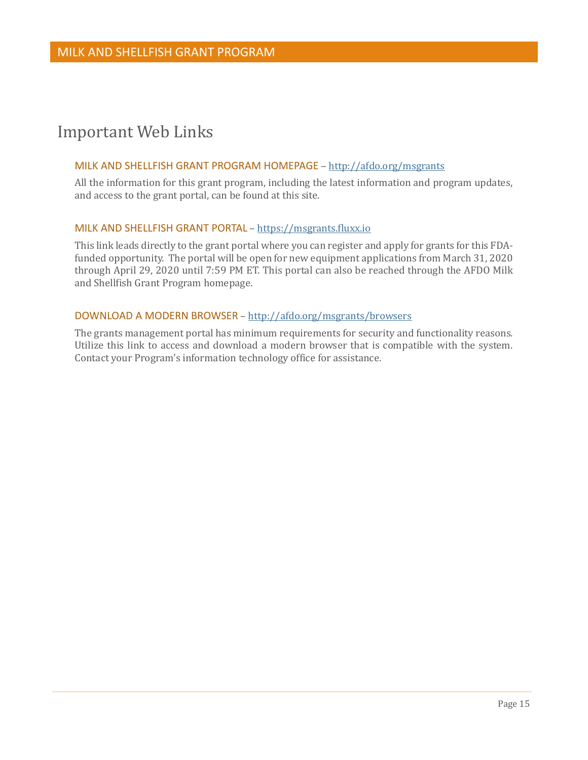## Important Web Links

### MILK AND SHELLFISH GRANT PROGRAM HOMEPAGE – http://afdo.org/msgrants

All the information for this grant program, including the latest information and program updates, and access to the grant portal, can be found at this site.

### MILK AND SHELLFISH GRANT PORTAL – https://msgrants.fluxx.io

This link leads directly to the grant portal where you can register and apply for grants for this FDA-funded opportunity. The portal will be open for new equipment applications from March 31, 2020 through April 29, 2020 until 7:59 PM ET. This portal can also be reached through the AFDO Milk and Shellfish Grant Program homepage.

### DOWNLOAD A MODERN BROWSER – http://afdo.org/msgrants/browsers

The grants management portal has minimum requirements for security and functionality reasons. Utilize this link to access and download a modern browser that is compatible with the system. Contact your Program's information technology office for assistance.